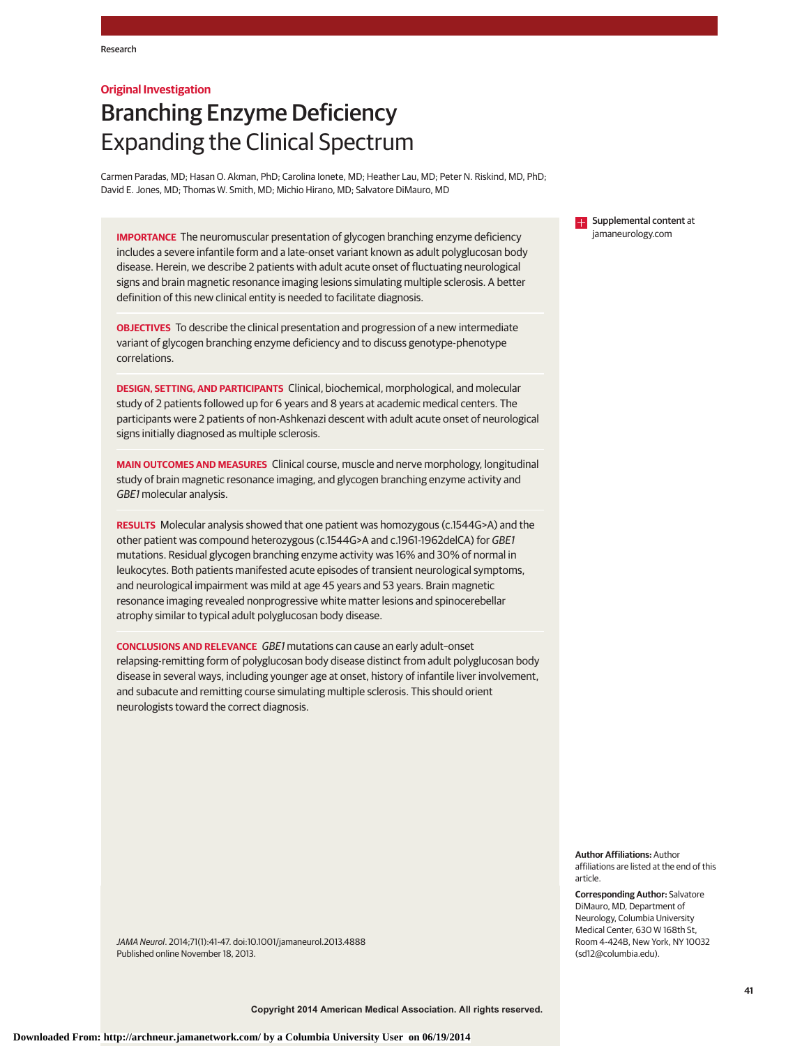Research

Original Investigation

# Branching Enzyme Deficiency
## Expanding the Clinical Spectrum

Carmen Paradas, MD; Hasan O. Akman, PhD; Carolina Ionete, MD; Heather Lau, MD; Peter N. Riskind, MD, PhD; David E. Jones, MD; Thomas W. Smith, MD; Michio Hirano, MD; Salvatore DiMauro, MD

**IMPORTANCE** The neuromuscular presentation of glycogen branching enzyme deficiency includes a severe infantile form and a late-onset variant known as adult polyglucosan body disease. Herein, we describe 2 patients with adult acute onset of fluctuating neurological signs and brain magnetic resonance imaging lesions simulating multiple sclerosis. A better definition of this new clinical entity is needed to facilitate diagnosis.

**OBJECTIVES** To describe the clinical presentation and progression of a new intermediate variant of glycogen branching enzyme deficiency and to discuss genotype-phenotype correlations.

**DESIGN, SETTING, AND PARTICIPANTS** Clinical, biochemical, morphological, and molecular study of 2 patients followed up for 6 years and 8 years at academic medical centers. The participants were 2 patients of non-Ashkenazi descent with adult acute onset of neurological signs initially diagnosed as multiple sclerosis.

**MAIN OUTCOMES AND MEASURES** Clinical course, muscle and nerve morphology, longitudinal study of brain magnetic resonance imaging, and glycogen branching enzyme activity and *GBE1* molecular analysis.

**RESULTS** Molecular analysis showed that one patient was homozygous (c.1544G>A) and the other patient was compound heterozygous (c.1544G>A and c.1961-1962delCA) for *GBE1* mutations. Residual glycogen branching enzyme activity was 16% and 30% of normal in leukocytes. Both patients manifested acute episodes of transient neurological symptoms, and neurological impairment was mild at age 45 years and 53 years. Brain magnetic resonance imaging revealed nonprogressive white matter lesions and spinocerebellar atrophy similar to typical adult polyglucosan body disease.

**CONCLUSIONS AND RELEVANCE** *GBE1* mutations can cause an early adult–onset relapsing-remitting form of polyglucosan body disease distinct from adult polyglucosan body disease in several ways, including younger age at onset, history of infantile liver involvement, and subacute and remitting course simulating multiple sclerosis. This should orient neurologists toward the correct diagnosis.

*JAMA Neurol*. 2014;71(1):41-47. doi:10.1001/jamaneurol.2013.4888
Published online November 18, 2013.

Supplemental content at jamaneurology.com

**Author Affiliations:** Author affiliations are listed at the end of this article.

**Corresponding Author:** Salvatore DiMauro, MD, Department of Neurology, Columbia University Medical Center, 630 W 168th St, Room 4-424B, New York, NY 10032 (sd12@columbia.edu).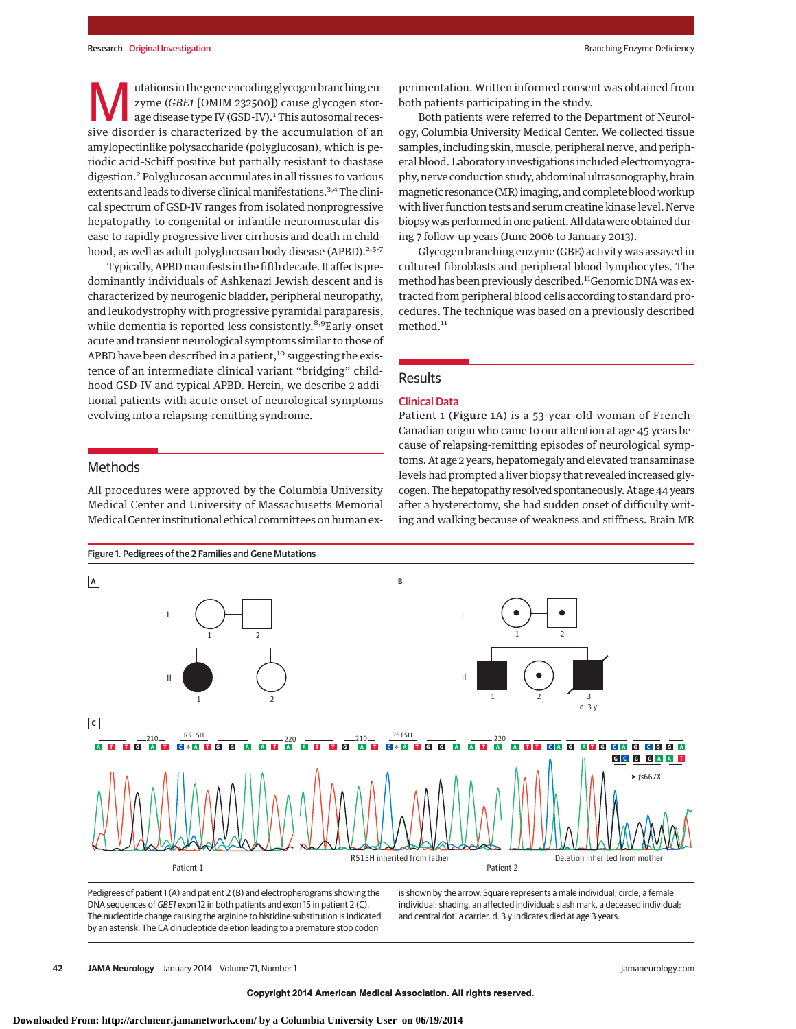Mutations in the gene encoding glycogen branching enzyme (*GBE1* [OMIM 232500]) cause glycogen storage disease type IV (GSD-IV).[1] This autosomal recessive disorder is characterized by the accumulation of an amylopectinlike polysaccharide (polyglucosan), which is periodic acid-Schiff positive but partially resistant to diastase digestion.[2] Polyglucosan accumulates in all tissues to various extents and leads to diverse clinical manifestations.[3,4] The clinical spectrum of GSD-IV ranges from isolated nonprogressive hepatopathy to congenital or infantile neuromuscular disease to rapidly progressive liver cirrhosis and death in childhood, as well as adult polyglucosan body disease (APBD).[2,5-7]

Typically, APBD manifests in the fifth decade. It affects predominantly individuals of Ashkenazi Jewish descent and is characterized by neurogenic bladder, peripheral neuropathy, and leukodystrophy with progressive pyramidal paraparesis, while dementia is reported less consistently.[8,9] Early-onset acute and transient neurological symptoms similar to those of APBD have been described in a patient,[10] suggesting the existence of an intermediate clinical variant "bridging" childhood GSD-IV and typical APBD. Herein, we describe 2 additional patients with acute onset of neurological symptoms evolving into a relapsing-remitting syndrome.

## Methods

All procedures were approved by the Columbia University Medical Center and University of Massachusetts Memorial Medical Center institutional ethical committees on human experimentation. Written informed consent was obtained from both patients participating in the study.

Both patients were referred to the Department of Neurology, Columbia University Medical Center. We collected tissue samples, including skin, muscle, peripheral nerve, and peripheral blood. Laboratory investigations included electromyography, nerve conduction study, abdominal ultrasonography, brain magnetic resonance (MR) imaging, and complete blood workup with liver function tests and serum creatine kinase level. Nerve biopsy was performed in one patient. All data were obtained during 7 follow-up years (June 2006 to January 2013).

Glycogen branching enzyme (GBE) activity was assayed in cultured fibroblasts and peripheral blood lymphocytes. The method has been previously described.[11] Genomic DNA was extracted from peripheral blood cells according to standard procedures. The technique was based on a previously described method.[11]

## Results

### Clinical Data

Patient 1 (**Figure 1**A) is a 53-year-old woman of French-Canadian origin who came to our attention at age 45 years because of relapsing-remitting episodes of neurological symptoms. At age 2 years, hepatomegaly and elevated transaminase levels had prompted a liver biopsy that revealed increased glycogen. The hepatopathy resolved spontaneously. At age 44 years after a hysterectomy, she had sudden onset of difficulty writing and walking because of weakness and stiffness. Brain MR

Figure 1. Pedigrees of the 2 Families and Gene Mutations

Pedigrees of patient 1 (A) and patient 2 (B) and electropherograms showing the DNA sequences of *GBE1* exon 12 in both patients and exon 15 in patient 2 (C). The nucleotide change causing the arginine to histidine substitution is indicated by an asterisk. The CA dinucleotide deletion leading to a premature stop codon is shown by the arrow. Square represents a male individual; circle, a female individual; shading, an affected individual; slash mark, a deceased individual; and central dot, a carrier. d. 3 y Indicates died at age 3 years.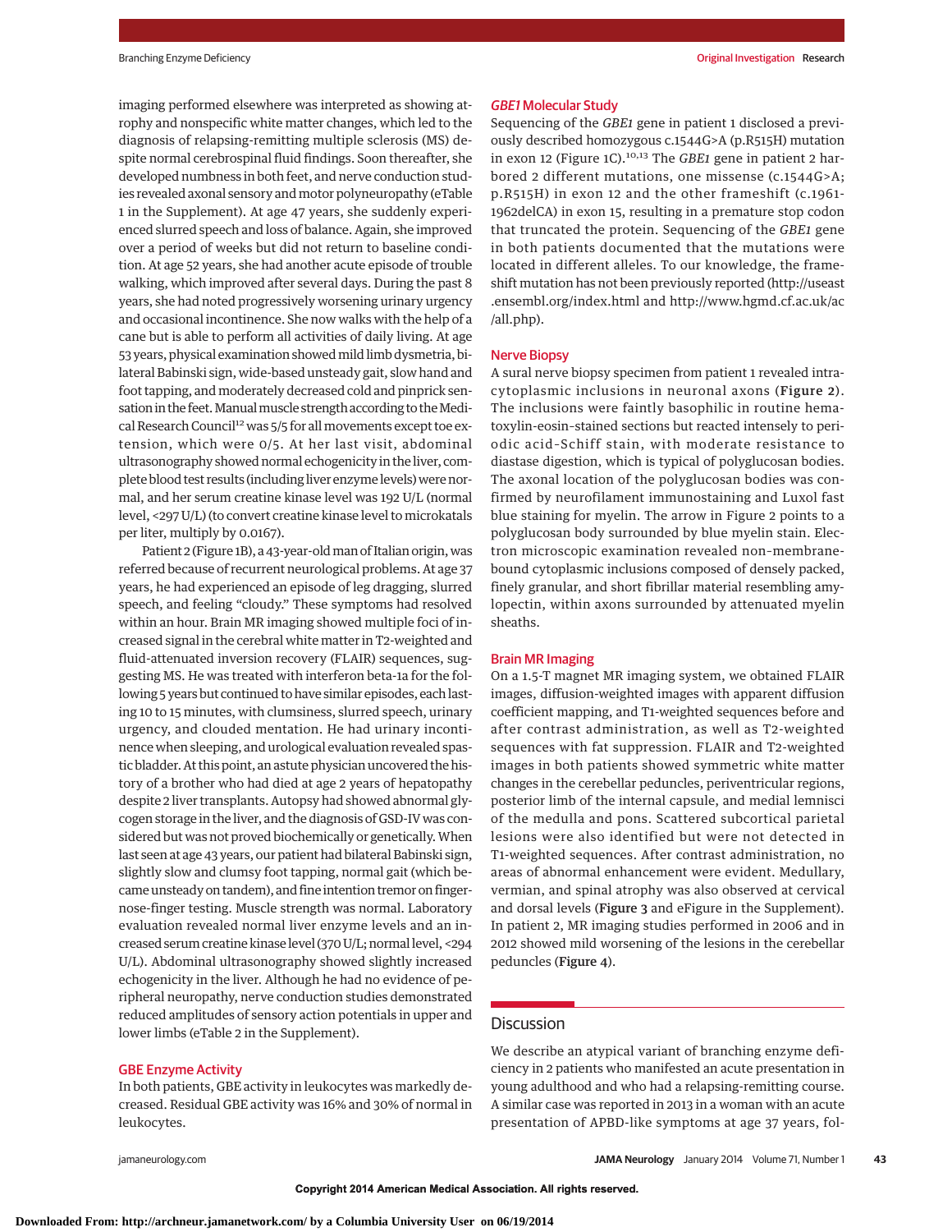imaging performed elsewhere was interpreted as showing atrophy and nonspecific white matter changes, which led to the diagnosis of relapsing-remitting multiple sclerosis (MS) despite normal cerebrospinal fluid findings. Soon thereafter, she developed numbness in both feet, and nerve conduction studies revealed axonal sensory and motor polyneuropathy (eTable 1 in the Supplement). At age 47 years, she suddenly experienced slurred speech and loss of balance. Again, she improved over a period of weeks but did not return to baseline condition. At age 52 years, she had another acute episode of trouble walking, which improved after several days. During the past 8 years, she had noted progressively worsening urinary urgency and occasional incontinence. She now walks with the help of a cane but is able to perform all activities of daily living. At age 53 years, physical examination showed mild limb dysmetria, bilateral Babinski sign, wide-based unsteady gait, slow hand and foot tapping, and moderately decreased cold and pinprick sensation in the feet. Manual muscle strength according to the Medical Research Council[12] was 5/5 for all movements except toe extension, which were 0/5. At her last visit, abdominal ultrasonography showed normal echogenicity in the liver, complete blood test results (including liver enzyme levels) were normal, and her serum creatine kinase level was 192 U/L (normal level, <297 U/L) (to convert creatine kinase level to microkatals per liter, multiply by 0.0167).

Patient 2 (Figure 1B), a 43-year-old man of Italian origin, was referred because of recurrent neurological problems. At age 37 years, he had experienced an episode of leg dragging, slurred speech, and feeling "cloudy." These symptoms had resolved within an hour. Brain MR imaging showed multiple foci of increased signal in the cerebral white matter in T2-weighted and fluid-attenuated inversion recovery (FLAIR) sequences, suggesting MS. He was treated with interferon beta-1a for the following 5 years but continued to have similar episodes, each lasting 10 to 15 minutes, with clumsiness, slurred speech, urinary urgency, and clouded mentation. He had urinary incontinence when sleeping, and urological evaluation revealed spastic bladder. At this point, an astute physician uncovered the history of a brother who had died at age 2 years of hepatopathy despite 2 liver transplants. Autopsy had showed abnormal glycogen storage in the liver, and the diagnosis of GSD-IV was considered but was not proved biochemically or genetically. When last seen at age 43 years, our patient had bilateral Babinski sign, slightly slow and clumsy foot tapping, normal gait (which became unsteady on tandem), and fine intention tremor on finger-nose-finger testing. Muscle strength was normal. Laboratory evaluation revealed normal liver enzyme levels and an increased serum creatine kinase level (370 U/L; normal level, <294 U/L). Abdominal ultrasonography showed slightly increased echogenicity in the liver. Although he had no evidence of peripheral neuropathy, nerve conduction studies demonstrated reduced amplitudes of sensory action potentials in upper and lower limbs (eTable 2 in the Supplement).

## GBE Enzyme Activity

In both patients, GBE activity in leukocytes was markedly decreased. Residual GBE activity was 16% and 30% of normal in leukocytes.

## *GBE1* Molecular Study

Sequencing of the *GBE1* gene in patient 1 disclosed a previously described homozygous c.1544G>A (p.R515H) mutation in exon 12 (Figure 1C).[10,13] The *GBE1* gene in patient 2 harbored 2 different mutations, one missense (c.1544G>A; p.R515H) in exon 12 and the other frameshift (c.1961-1962delCA) in exon 15, resulting in a premature stop codon that truncated the protein. Sequencing of the *GBE1* gene in both patients documented that the mutations were located in different alleles. To our knowledge, the frameshift mutation has not been previously reported (http://useast.ensembl.org/index.html and http://www.hgmd.cf.ac.uk/ac/all.php).

## Nerve Biopsy

A sural nerve biopsy specimen from patient 1 revealed intracytoplasmic inclusions in neuronal axons (**Figure 2**). The inclusions were faintly basophilic in routine hematoxylin-eosin–stained sections but reacted intensely to periodic acid–Schiff stain, with moderate resistance to diastase digestion, which is typical of polyglucosan bodies. The axonal location of the polyglucosan bodies was confirmed by neurofilament immunostaining and Luxol fast blue staining for myelin. The arrow in Figure 2 points to a polyglucosan body surrounded by blue myelin stain. Electron microscopic examination revealed non-membrane-bound cytoplasmic inclusions composed of densely packed, finely granular, and short fibrillar material resembling amylopectin, within axons surrounded by attenuated myelin sheaths.

## Brain MR Imaging

On a 1.5-T magnet MR imaging system, we obtained FLAIR images, diffusion-weighted images with apparent diffusion coefficient mapping, and T1-weighted sequences before and after contrast administration, as well as T2-weighted sequences with fat suppression. FLAIR and T2-weighted images in both patients showed symmetric white matter changes in the cerebellar peduncles, periventricular regions, posterior limb of the internal capsule, and medial lemnisci of the medulla and pons. Scattered subcortical parietal lesions were also identified but were not detected in T1-weighted sequences. After contrast administration, no areas of abnormal enhancement were evident. Medullary, vermian, and spinal atrophy was also observed at cervical and dorsal levels (**Figure 3** and eFigure in the Supplement). In patient 2, MR imaging studies performed in 2006 and in 2012 showed mild worsening of the lesions in the cerebellar peduncles (**Figure 4**).

# Discussion

We describe an atypical variant of branching enzyme deficiency in 2 patients who manifested an acute presentation in young adulthood and who had a relapsing-remitting course. A similar case was reported in 2013 in a woman with an acute presentation of APBD-like symptoms at age 37 years, fol-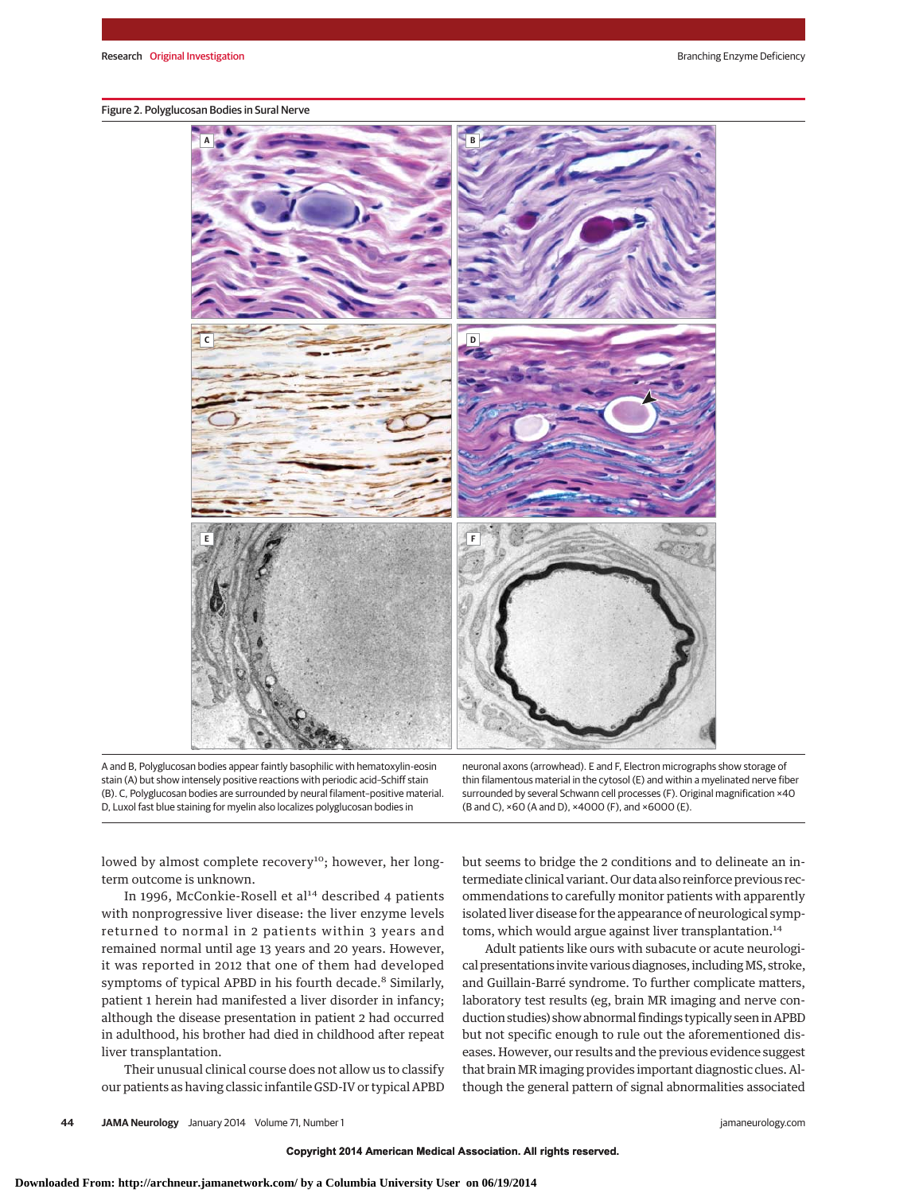Figure 2. Polyglucosan Bodies in Sural Nerve

A and B, Polyglucosan bodies appear faintly basophilic with hematoxylin-eosin stain (A) but show intensely positive reactions with periodic acid–Schiff stain (B). C, Polyglucosan bodies are surrounded by neural filament–positive material. D, Luxol fast blue staining for myelin also localizes polyglucosan bodies in neuronal axons (arrowhead). E and F, Electron micrographs show storage of thin filamentous material in the cytosol (E) and within a myelinated nerve fiber surrounded by several Schwann cell processes (F). Original magnification ×40 (B and C), ×60 (A and D), ×4000 (F), and ×6000 (E).

lowed by almost complete recovery[10]; however, her long-term outcome is unknown.

In 1996, McConkie-Rosell et al[14] described 4 patients with nonprogressive liver disease: the liver enzyme levels returned to normal in 2 patients within 3 years and remained normal until age 13 years and 20 years. However, it was reported in 2012 that one of them had developed symptoms of typical APBD in his fourth decade.[8] Similarly, patient 1 herein had manifested a liver disorder in infancy; although the disease presentation in patient 2 had occurred in adulthood, his brother had died in childhood after repeat liver transplantation.

Their unusual clinical course does not allow us to classify our patients as having classic infantile GSD-IV or typical APBD but seems to bridge the 2 conditions and to delineate an intermediate clinical variant. Our data also reinforce previous recommendations to carefully monitor patients with apparently isolated liver disease for the appearance of neurological symptoms, which would argue against liver transplantation.[14]

Adult patients like ours with subacute or acute neurological presentations invite various diagnoses, including MS, stroke, and Guillain-Barré syndrome. To further complicate matters, laboratory test results (eg, brain MR imaging and nerve conduction studies) show abnormal findings typically seen in APBD but not specific enough to rule out the aforementioned diseases. However, our results and the previous evidence suggest that brain MR imaging provides important diagnostic clues. Although the general pattern of signal abnormalities associated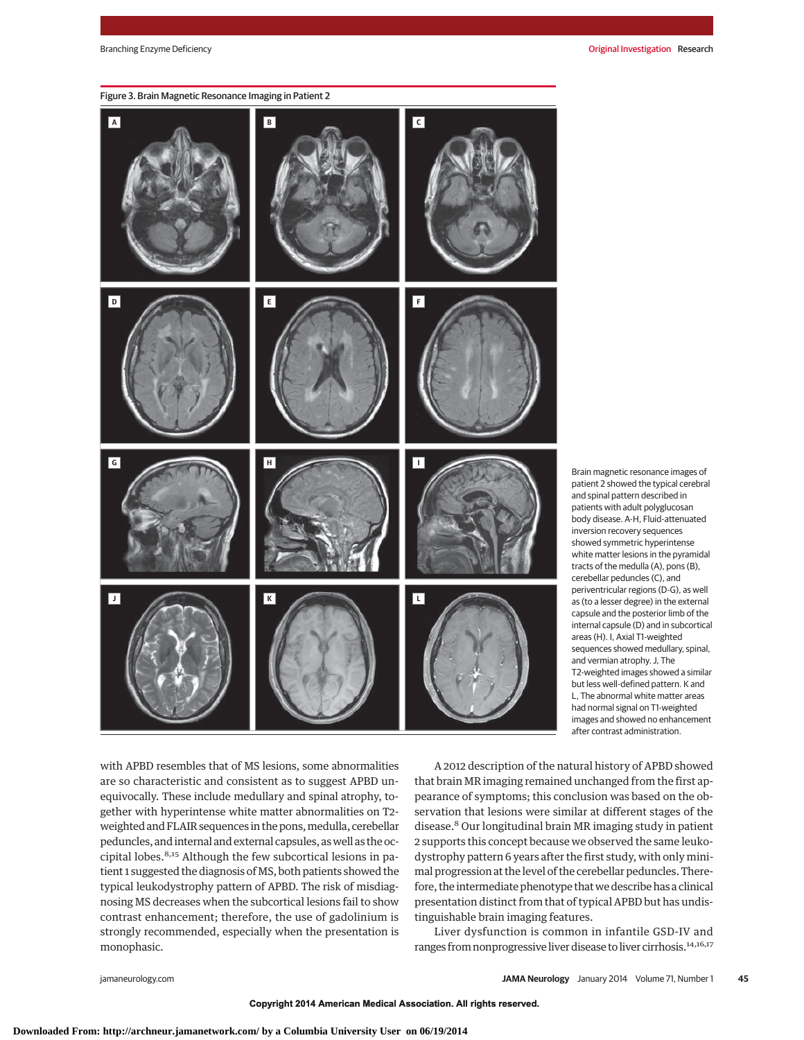Figure 3. Brain Magnetic Resonance Imaging in Patient 2

Brain magnetic resonance images of patient 2 showed the typical cerebral and spinal pattern described in patients with adult polyglucosan body disease. A-H, Fluid-attenuated inversion recovery sequences showed symmetric hyperintense white matter lesions in the pyramidal tracts of the medulla (A), pons (B), cerebellar peduncles (C), and periventricular regions (D-G), as well as (to a lesser degree) in the external capsule and the posterior limb of the internal capsule (D) and in subcortical areas (H). I, Axial T1-weighted sequences showed medullary, spinal, and vermian atrophy. J, The T2-weighted images showed a similar but less well-defined pattern. K and L, The abnormal white matter areas had normal signal on T1-weighted images and showed no enhancement after contrast administration.

with APBD resembles that of MS lesions, some abnormalities are so characteristic and consistent as to suggest APBD unequivocally. These include medullary and spinal atrophy, together with hyperintense white matter abnormalities on T2-weighted and FLAIR sequences in the pons, medulla, cerebellar peduncles, and internal and external capsules, as well as the occipital lobes.[8,15] Although the few subcortical lesions in patient 1 suggested the diagnosis of MS, both patients showed the typical leukodystrophy pattern of APBD. The risk of misdiagnosing MS decreases when the subcortical lesions fail to show contrast enhancement; therefore, the use of gadolinium is strongly recommended, especially when the presentation is monophasic.

A 2012 description of the natural history of APBD showed that brain MR imaging remained unchanged from the first appearance of symptoms; this conclusion was based on the observation that lesions were similar at different stages of the disease.[8] Our longitudinal brain MR imaging study in patient 2 supports this concept because we observed the same leukodystrophy pattern 6 years after the first study, with only minimal progression at the level of the cerebellar peduncles. Therefore, the intermediate phenotype that we describe has a clinical presentation distinct from that of typical APBD but has undistinguishable brain imaging features.

Liver dysfunction is common in infantile GSD-IV and ranges from nonprogressive liver disease to liver cirrhosis.[14,16,17]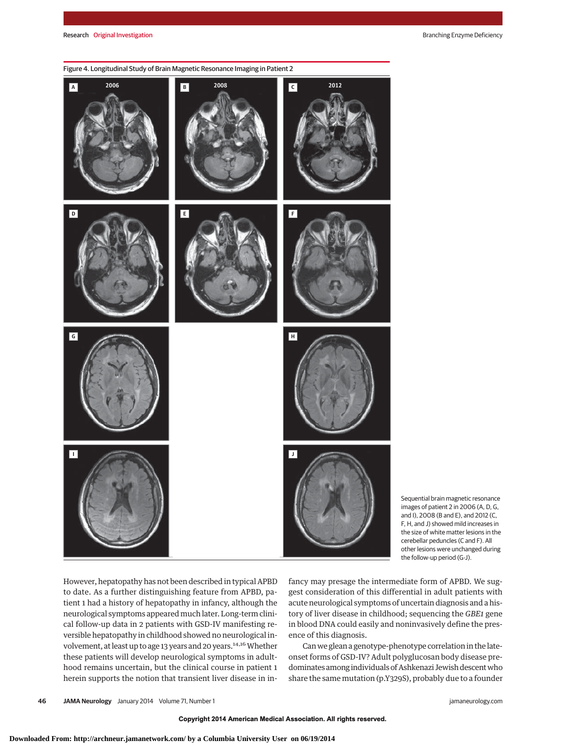Figure 4. Longitudinal Study of Brain Magnetic Resonance Imaging in Patient 2

Sequential brain magnetic resonance images of patient 2 in 2006 (A, D, G, and I), 2008 (B and E), and 2012 (C, F, H, and J) showed mild increases in the size of white matter lesions in the cerebellar peduncles (C and F). All other lesions were unchanged during the follow-up period (G-J).

However, hepatopathy has not been described in typical APBD to date. As a further distinguishing feature from APBD, patient 1 had a history of hepatopathy in infancy, although the neurological symptoms appeared much later. Long-term clinical follow-up data in 2 patients with GSD-IV manifesting reversible hepatopathy in childhood showed no neurological involvement, at least up to age 13 years and 20 years.[14,16] Whether these patients will develop neurological symptoms in adulthood remains uncertain, but the clinical course in patient 1 herein supports the notion that transient liver disease in infancy may presage the intermediate form of APBD. We suggest consideration of this differential in adult patients with acute neurological symptoms of uncertain diagnosis and a history of liver disease in childhood; sequencing the *GBE1* gene in blood DNA could easily and noninvasively define the presence of this diagnosis.

Can we glean a genotype-phenotype correlation in the late-onset forms of GSD-IV? Adult polyglucosan body disease predominates among individuals of Ashkenazi Jewish descent who share the same mutation (p.Y329S), probably due to a founder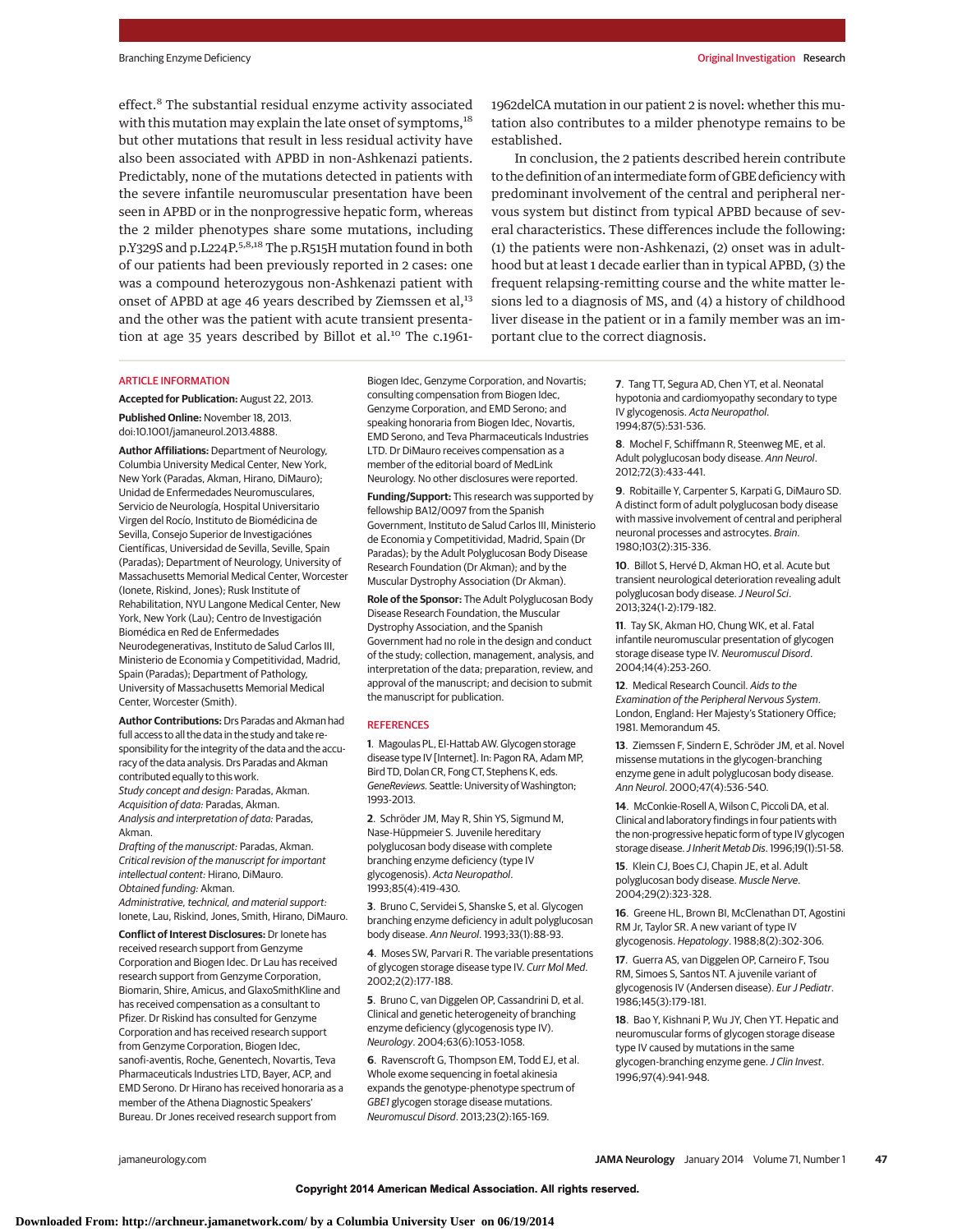effect.[8] The substantial residual enzyme activity associated with this mutation may explain the late onset of symptoms,[18] but other mutations that result in less residual activity have also been associated with APBD in non-Ashkenazi patients. Predictably, none of the mutations detected in patients with the severe infantile neuromuscular presentation have been seen in APBD or in the nonprogressive hepatic form, whereas the 2 milder phenotypes share some mutations, including p.Y329S and p.L224P.[5,8,18] The p.R515H mutation found in both of our patients had been previously reported in 2 cases: one was a compound heterozygous non-Ashkenazi patient with onset of APBD at age 46 years described by Ziemssen et al,[13] and the other was the patient with acute transient presentation at age 35 years described by Billot et al.[10] The c.1961-1962delCA mutation in our patient 2 is novel: whether this mutation also contributes to a milder phenotype remains to be established.

In conclusion, the 2 patients described herein contribute to the definition of an intermediate form of GBE deficiency with predominant involvement of the central and peripheral nervous system but distinct from typical APBD because of several characteristics. These differences include the following: (1) the patients were non-Ashkenazi, (2) onset was in adulthood but at least 1 decade earlier than in typical APBD, (3) the frequent relapsing-remitting course and the white matter lesions led to a diagnosis of MS, and (4) a history of childhood liver disease in the patient or in a family member was an important clue to the correct diagnosis.

## ARTICLE INFORMATION

**Accepted for Publication:** August 22, 2013.

**Published Online:** November 18, 2013. doi:10.1001/jamaneurol.2013.4888.

**Author Affiliations:** Department of Neurology, Columbia University Medical Center, New York, New York (Paradas, Akman, Hirano, DiMauro); Unidad de Enfermedades Neuromusculares, Servicio de Neurología, Hospital Universitario Virgen del Rocío, Instituto de Biomédicina de Sevilla, Consejo Superior de Investigaciónes Científicas, Universidad de Sevilla, Seville, Spain (Paradas); Department of Neurology, University of Massachusetts Memorial Medical Center, Worcester (Ionete, Riskind, Jones); Rusk Institute of Rehabilitation, NYU Langone Medical Center, New York, New York (Lau); Centro de Investigación Biomédica en Red de Enfermedades Neurodegenerativas, Instituto de Salud Carlos III, Ministerio de Economia y Competitividad, Madrid, Spain (Paradas); Department of Pathology, University of Massachusetts Memorial Medical Center, Worcester (Smith).

**Author Contributions:** Drs Paradas and Akman had full access to all the data in the study and take responsibility for the integrity of the data and the accuracy of the data analysis. Drs Paradas and Akman contributed equally to this work.
*Study concept and design:* Paradas, Akman.
*Acquisition of data:* Paradas, Akman.
*Analysis and interpretation of data:* Paradas, Akman.
*Drafting of the manuscript:* Paradas, Akman.
*Critical revision of the manuscript for important intellectual content:* Hirano, DiMauro.
*Obtained funding:* Akman.
*Administrative, technical, and material support:* Ionete, Lau, Riskind, Jones, Smith, Hirano, DiMauro.

**Conflict of Interest Disclosures:** Dr Ionete has received research support from Genzyme Corporation and Biogen Idec. Dr Lau has received research support from Genzyme Corporation, Biomarin, Shire, Amicus, and GlaxoSmithKline and has received compensation as a consultant to Pfizer. Dr Riskind has consulted for Genzyme Corporation and has received research support from Genzyme Corporation, Biogen Idec, sanofi-aventis, Roche, Genentech, Novartis, Teva Pharmaceuticals Industries LTD, Bayer, ACP, and EMD Serono. Dr Hirano has received honoraria as a member of the Athena Diagnostic Speakers' Bureau. Dr Jones received research support from Biogen Idec, Genzyme Corporation, and Novartis; consulting compensation from Biogen Idec, Genzyme Corporation, and EMD Serono; and speaking honoraria from Biogen Idec, Novartis, EMD Serono, and Teva Pharmaceutical Industries LTD. Dr DiMauro receives compensation as a member of the editorial board of MedLink Neurology. No other disclosures were reported.

**Funding/Support:** This research was supported by fellowship BA12/0097 from the Spanish Government, Instituto de Salud Carlos III, Ministerio de Economia y Competitividad, Madrid, Spain (Dr Paradas); by the Adult Polyglucosan Body Disease Research Foundation (Dr Akman); and by the Muscular Dystrophy Association (Dr Akman).

**Role of the Sponsor:** The Adult Polyglucosan Body Disease Research Foundation, the Muscular Dystrophy Association, and the Spanish Government had no role in the design and conduct of the study; collection, management, analysis, and interpretation of the data; preparation, review, and approval of the manuscript; and decision to submit the manuscript for publication.

## REFERENCES

1. Magoulas PL, El-Hattab AW. Glycogen storage disease type IV [Internet]. In: Pagon RA, Adam MP, Bird TD, Dolan CR, Fong CT, Stephens K, eds. *GeneReviews*. Seattle: University of Washington; 1993-2013.

2. Schröder JM, May R, Shin YS, Sigmund M, Nase-Hüppmeier S. Juvenile hereditary polyglucosan body disease with complete branching enzyme deficiency (type IV glycogenosis). *Acta Neuropathol*. 1993;85(4):419-430.

3. Bruno C, Servidei S, Shanske S, et al. Glycogen branching enzyme deficiency in adult polyglucosan body disease. *Ann Neurol*. 1993;33(1):88-93.

4. Moses SW, Parvari R. The variable presentations of glycogen storage disease type IV. *Curr Mol Med*. 2002;2(2):177-188.

5. Bruno C, van Diggelen OP, Cassandrini D, et al. Clinical and genetic heterogeneity of branching enzyme deficiency (glycogenosis type IV). *Neurology*. 2004;63(6):1053-1058.

6. Ravenscroft G, Thompson EM, Todd EJ, et al. Whole exome sequencing in foetal akinesia expands the genotype-phenotype spectrum of *GBE1* glycogen storage disease mutations. *Neuromuscul Disord*. 2013;23(2):165-169.

7. Tang TT, Segura AD, Chen YT, et al. Neonatal hypotonia and cardiomyopathy secondary to type IV glycogenosis. *Acta Neuropathol*. 1994;87(5):531-536.

8. Mochel F, Schiffmann R, Steenweg ME, et al. Adult polyglucosan body disease. *Ann Neurol*. 2012;72(3):433-441.

9. Robitaille Y, Carpenter S, Karpati G, DiMauro SD. A distinct form of adult polyglucosan body disease with massive involvement of central and peripheral neuronal processes and astrocytes. *Brain*. 1980;103(2):315-336.

10. Billot S, Hervé D, Akman HO, et al. Acute but transient neurological deterioration revealing adult polyglucosan body disease. *J Neurol Sci*. 2013;324(1-2):179-182.

11. Tay SK, Akman HO, Chung WK, et al. Fatal infantile neuromuscular presentation of glycogen storage disease type IV. *Neuromuscul Disord*. 2004;14(4):253-260.

12. Medical Research Council. *Aids to the Examination of the Peripheral Nervous System*. London, England: Her Majesty's Stationery Office; 1981. Memorandum 45.

13. Ziemssen F, Sindern E, Schröder JM, et al. Novel missense mutations in the glycogen-branching enzyme gene in adult polyglucosan body disease. *Ann Neurol*. 2000;47(4):536-540.

14. McConkie-Rosell A, Wilson C, Piccoli DA, et al. Clinical and laboratory findings in four patients with the non-progressive hepatic form of type IV glycogen storage disease. *J Inherit Metab Dis*. 1996;19(1):51-58.

15. Klein CJ, Boes CJ, Chapin JE, et al. Adult polyglucosan body disease. *Muscle Nerve*. 2004;29(2):323-328.

16. Greene HL, Brown BI, McClenathan DT, Agostini RM Jr, Taylor SR. A new variant of type IV glycogenosis. *Hepatology*. 1988;8(2):302-306.

17. Guerra AS, van Diggelen OP, Carneiro F, Tsou RM, Simoes S, Santos NT. A juvenile variant of glycogenosis IV (Andersen disease). *Eur J Pediatr*. 1986;145(3):179-181.

18. Bao Y, Kishnani P, Wu JY, Chen YT. Hepatic and neuromuscular forms of glycogen storage disease type IV caused by mutations in the same glycogen-branching enzyme gene. *J Clin Invest*. 1996;97(4):941-948.